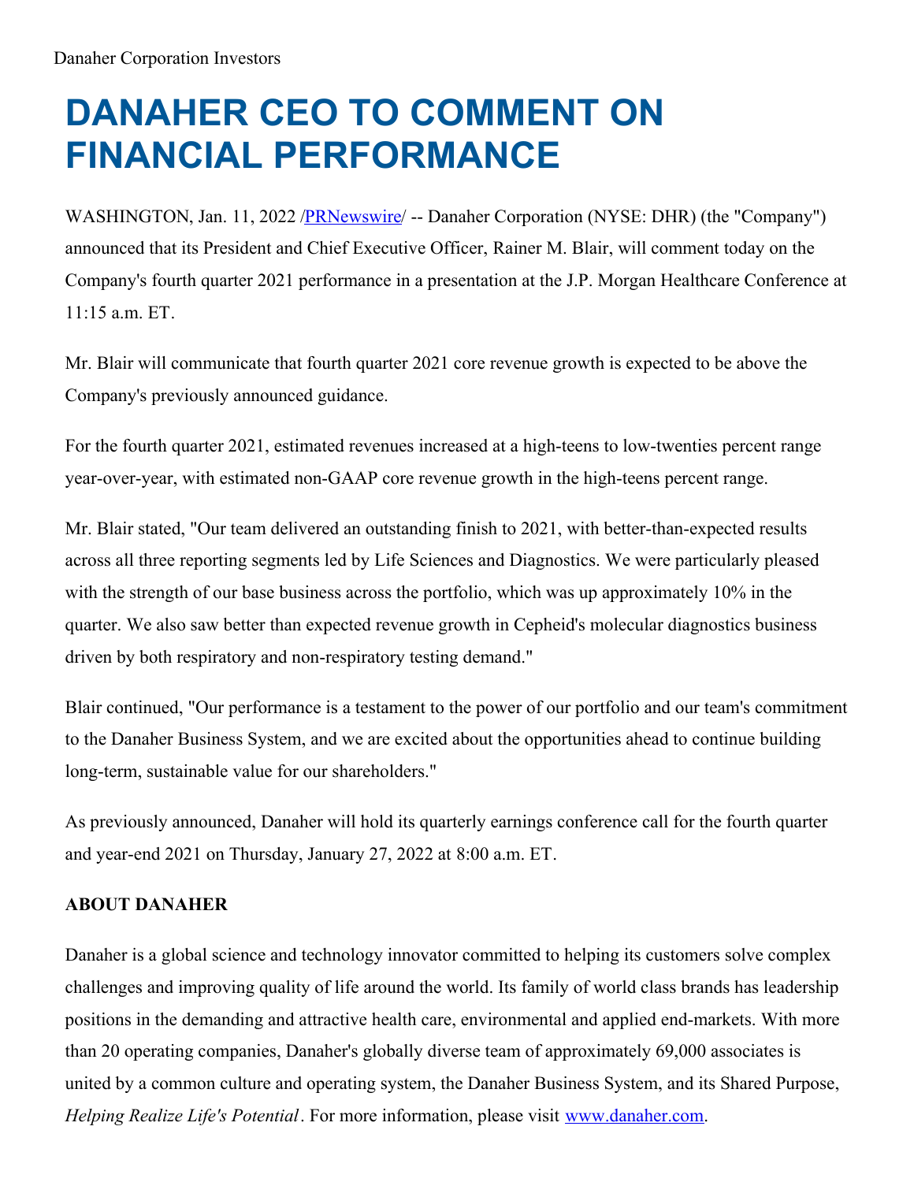Danaher Corporation Investors

# DANAHER CEO TO COMMENT ON FINANCIAL PERFORMANCE

WASHINGTON, Jan. 11, 2022 /PRNewswire/ -- Danaher Corporation (NYSE: DHR) (the "Company") announced that its President and Chief Executive Officer, Rainer M. Blair, will comment today on the Company's fourth quarter 2021 performance in a presentation at the J.P. Morgan Healthcare Conference at 11:15 a.m. ET.

Mr. Blair will communicate that fourth quarter 2021 core revenue growth is expected to be above the Company's previously announced guidance.

For the fourth quarter 2021, estimated revenues increased at a high-teens to low-twenties percent range year-over-year, with estimated non-GAAP core revenue growth in the high-teens percent range.

Mr. Blair stated, "Our team delivered an outstanding finish to 2021, with better-than-expected results across all three reporting segments led by Life Sciences and Diagnostics. We were particularly pleased with the strength of our base business across the portfolio, which was up approximately 10% in the quarter. We also saw better than expected revenue growth in Cepheid's molecular diagnostics business driven by both respiratory and non-respiratory testing demand."

Blair continued, "Our performance is a testament to the power of our portfolio and our team's commitment to the Danaher Business System, and we are excited about the opportunities ahead to continue building long-term, sustainable value for our shareholders."

As previously announced, Danaher will hold its quarterly earnings conference call for the fourth quarter and year-end 2021 on Thursday, January 27, 2022 at 8:00 a.m. ET.

**ABOUT DANAHER**

Danaher is a global science and technology innovator committed to helping its customers solve complex challenges and improving quality of life around the world. Its family of world class brands has leadership positions in the demanding and attractive health care, environmental and applied end-markets. With more than 20 operating companies, Danaher's globally diverse team of approximately 69,000 associates is united by a common culture and operating system, the Danaher Business System, and its Shared Purpose, *Helping Realize Life's Potential*. For more information, please visit www.danaher.com.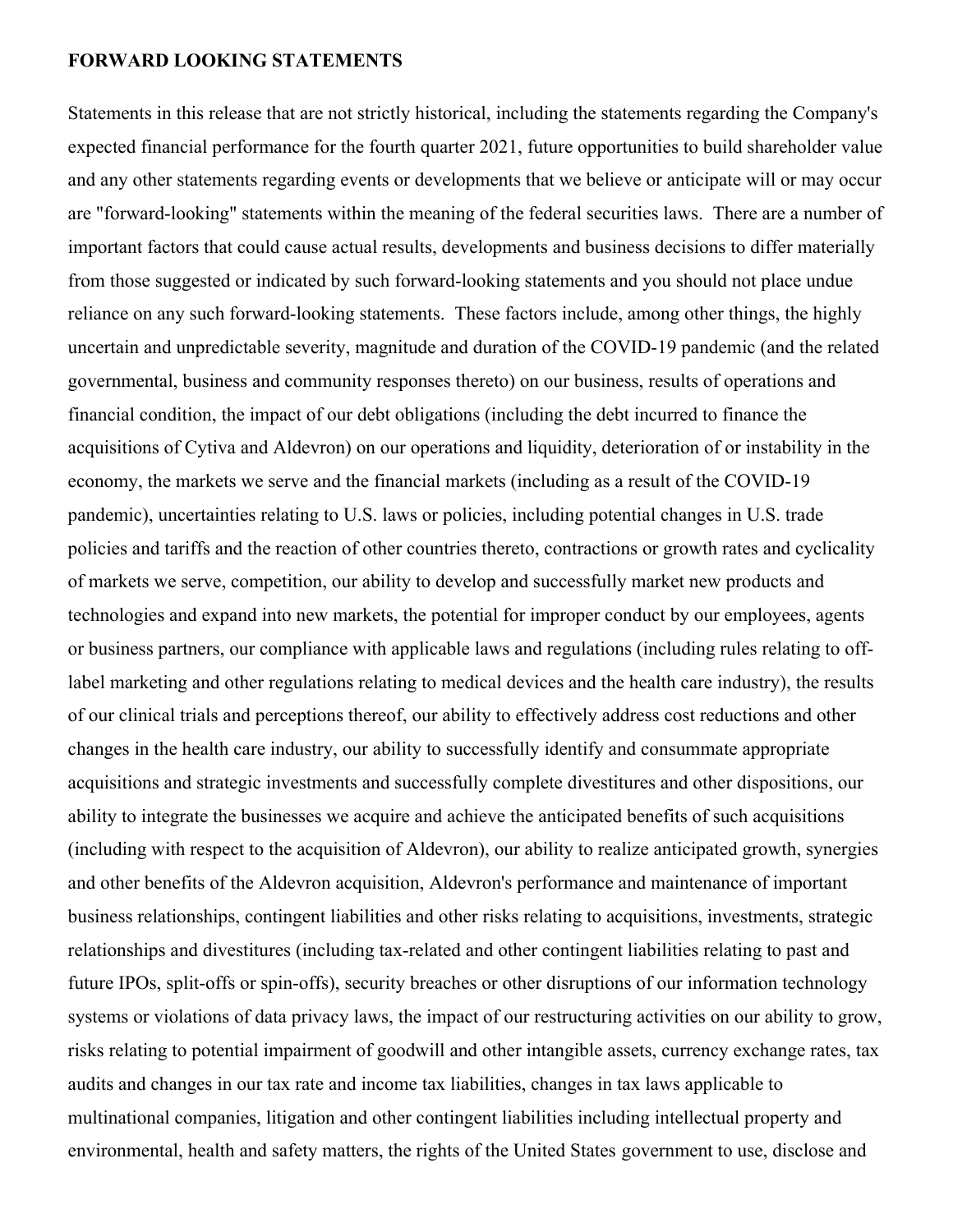**FORWARD LOOKING STATEMENTS**

Statements in this release that are not strictly historical, including the statements regarding the Company's expected financial performance for the fourth quarter 2021, future opportunities to build shareholder value and any other statements regarding events or developments that we believe or anticipate will or may occur are "forward-looking" statements within the meaning of the federal securities laws. There are a number of important factors that could cause actual results, developments and business decisions to differ materially from those suggested or indicated by such forward-looking statements and you should not place undue reliance on any such forward-looking statements. These factors include, among other things, the highly uncertain and unpredictable severity, magnitude and duration of the COVID-19 pandemic (and the related governmental, business and community responses thereto) on our business, results of operations and financial condition, the impact of our debt obligations (including the debt incurred to finance the acquisitions of Cytiva and Aldevron) on our operations and liquidity, deterioration of or instability in the economy, the markets we serve and the financial markets (including as a result of the COVID-19 pandemic), uncertainties relating to U.S. laws or policies, including potential changes in U.S. trade policies and tariffs and the reaction of other countries thereto, contractions or growth rates and cyclicality of markets we serve, competition, our ability to develop and successfully market new products and technologies and expand into new markets, the potential for improper conduct by our employees, agents or business partners, our compliance with applicable laws and regulations (including rules relating to off-label marketing and other regulations relating to medical devices and the health care industry), the results of our clinical trials and perceptions thereof, our ability to effectively address cost reductions and other changes in the health care industry, our ability to successfully identify and consummate appropriate acquisitions and strategic investments and successfully complete divestitures and other dispositions, our ability to integrate the businesses we acquire and achieve the anticipated benefits of such acquisitions (including with respect to the acquisition of Aldevron), our ability to realize anticipated growth, synergies and other benefits of the Aldevron acquisition, Aldevron's performance and maintenance of important business relationships, contingent liabilities and other risks relating to acquisitions, investments, strategic relationships and divestitures (including tax-related and other contingent liabilities relating to past and future IPOs, split-offs or spin-offs), security breaches or other disruptions of our information technology systems or violations of data privacy laws, the impact of our restructuring activities on our ability to grow, risks relating to potential impairment of goodwill and other intangible assets, currency exchange rates, tax audits and changes in our tax rate and income tax liabilities, changes in tax laws applicable to multinational companies, litigation and other contingent liabilities including intellectual property and environmental, health and safety matters, the rights of the United States government to use, disclose and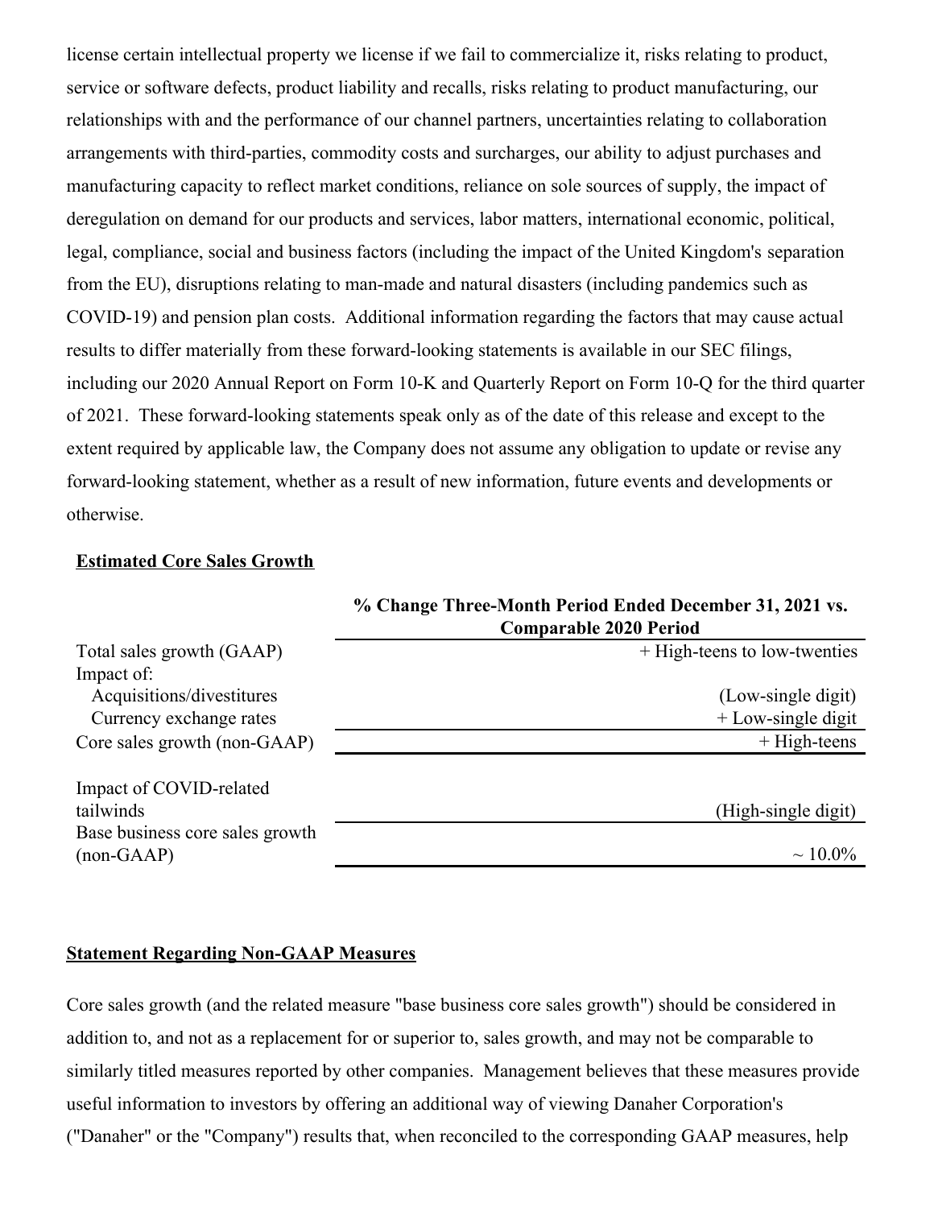license certain intellectual property we license if we fail to commercialize it, risks relating to product, service or software defects, product liability and recalls, risks relating to product manufacturing, our relationships with and the performance of our channel partners, uncertainties relating to collaboration arrangements with third-parties, commodity costs and surcharges, our ability to adjust purchases and manufacturing capacity to reflect market conditions, reliance on sole sources of supply, the impact of deregulation on demand for our products and services, labor matters, international economic, political, legal, compliance, social and business factors (including the impact of the United Kingdom's separation from the EU), disruptions relating to man-made and natural disasters (including pandemics such as COVID-19) and pension plan costs. Additional information regarding the factors that may cause actual results to differ materially from these forward-looking statements is available in our SEC filings, including our 2020 Annual Report on Form 10-K and Quarterly Report on Form 10-Q for the third quarter of 2021. These forward-looking statements speak only as of the date of this release and except to the extent required by applicable law, the Company does not assume any obligation to update or revise any forward-looking statement, whether as a result of new information, future events and developments or otherwise.

**Estimated Core Sales Growth**

| | % Change Three-Month Period Ended December 31, 2021 vs. Comparable 2020 Period |
|---|---|
| Total sales growth (GAAP) | + High-teens to low-twenties |
| Impact of: | |
| Acquisitions/divestitures | (Low-single digit) |
| Currency exchange rates | + Low-single digit |
| Core sales growth (non-GAAP) | + High-teens |
| | |
| Impact of COVID-related tailwinds | (High-single digit) |
| Base business core sales growth (non-GAAP) | ~ 10.0% |

**Statement Regarding Non-GAAP Measures**

Core sales growth (and the related measure "base business core sales growth") should be considered in addition to, and not as a replacement for or superior to, sales growth, and may not be comparable to similarly titled measures reported by other companies. Management believes that these measures provide useful information to investors by offering an additional way of viewing Danaher Corporation's ("Danaher" or the "Company") results that, when reconciled to the corresponding GAAP measures, help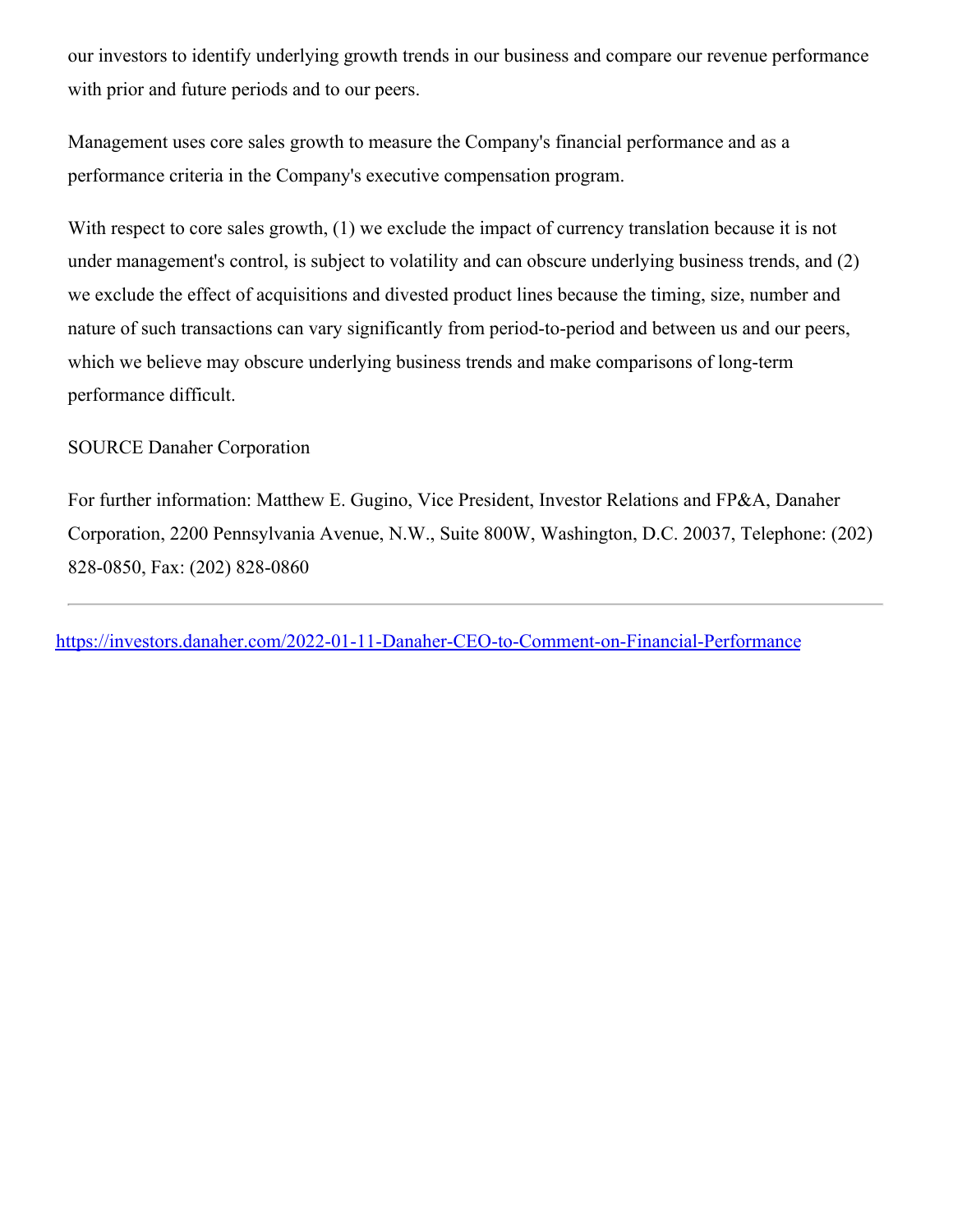our investors to identify underlying growth trends in our business and compare our revenue performance with prior and future periods and to our peers.

Management uses core sales growth to measure the Company's financial performance and as a performance criteria in the Company's executive compensation program.

With respect to core sales growth, (1) we exclude the impact of currency translation because it is not under management's control, is subject to volatility and can obscure underlying business trends, and (2) we exclude the effect of acquisitions and divested product lines because the timing, size, number and nature of such transactions can vary significantly from period-to-period and between us and our peers, which we believe may obscure underlying business trends and make comparisons of long-term performance difficult.

SOURCE Danaher Corporation

For further information: Matthew E. Gugino, Vice President, Investor Relations and FP&A, Danaher Corporation, 2200 Pennsylvania Avenue, N.W., Suite 800W, Washington, D.C. 20037, Telephone: (202) 828-0850, Fax: (202) 828-0860

---

https://investors.danaher.com/2022-01-11-Danaher-CEO-to-Comment-on-Financial-Performance